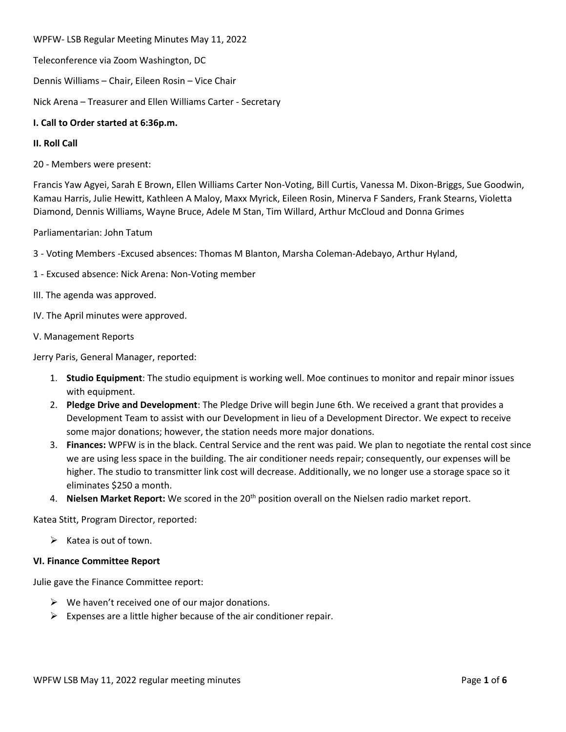WPFW- LSB Regular Meeting Minutes May 11, 2022

Teleconference via Zoom Washington, DC

Dennis Williams – Chair, Eileen Rosin – Vice Chair

Nick Arena – Treasurer and Ellen Williams Carter - Secretary

**I. Call to Order started at 6:36p.m.**

**II. Roll Call**

20 - Members were present:

Francis Yaw Agyei, Sarah E Brown, Ellen Williams Carter Non-Voting, Bill Curtis, Vanessa M. Dixon-Briggs, Sue Goodwin, Kamau Harris, Julie Hewitt, Kathleen A Maloy, Maxx Myrick, Eileen Rosin, Minerva F Sanders, Frank Stearns, Violetta Diamond, Dennis Williams, Wayne Bruce, Adele M Stan, Tim Willard, Arthur McCloud and Donna Grimes

Parliamentarian: John Tatum

3 - Voting Members -Excused absences: Thomas M Blanton, Marsha Coleman-Adebayo, Arthur Hyland,

1 - Excused absence: Nick Arena: Non-Voting member

III. The agenda was approved.

IV. The April minutes were approved.

V. Management Reports

Jerry Paris, General Manager, reported:

1. **Studio Equipment**: The studio equipment is working well. Moe continues to monitor and repair minor issues with equipment.
2. **Pledge Drive and Development**: The Pledge Drive will begin June 6th. We received a grant that provides a Development Team to assist with our Development in lieu of a Development Director. We expect to receive some major donations; however, the station needs more major donations.
3. **Finances:** WPFW is in the black. Central Service and the rent was paid. We plan to negotiate the rental cost since we are using less space in the building. The air conditioner needs repair; consequently, our expenses will be higher. The studio to transmitter link cost will decrease. Additionally, we no longer use a storage space so it eliminates $250 a month.
4. **Nielsen Market Report:** We scored in the 20th position overall on the Nielsen radio market report.

Katea Stitt, Program Director, reported:

- Katea is out of town.

**VI. Finance Committee Report**

Julie gave the Finance Committee report:

- We haven't received one of our major donations.
- Expenses are a little higher because of the air conditioner repair.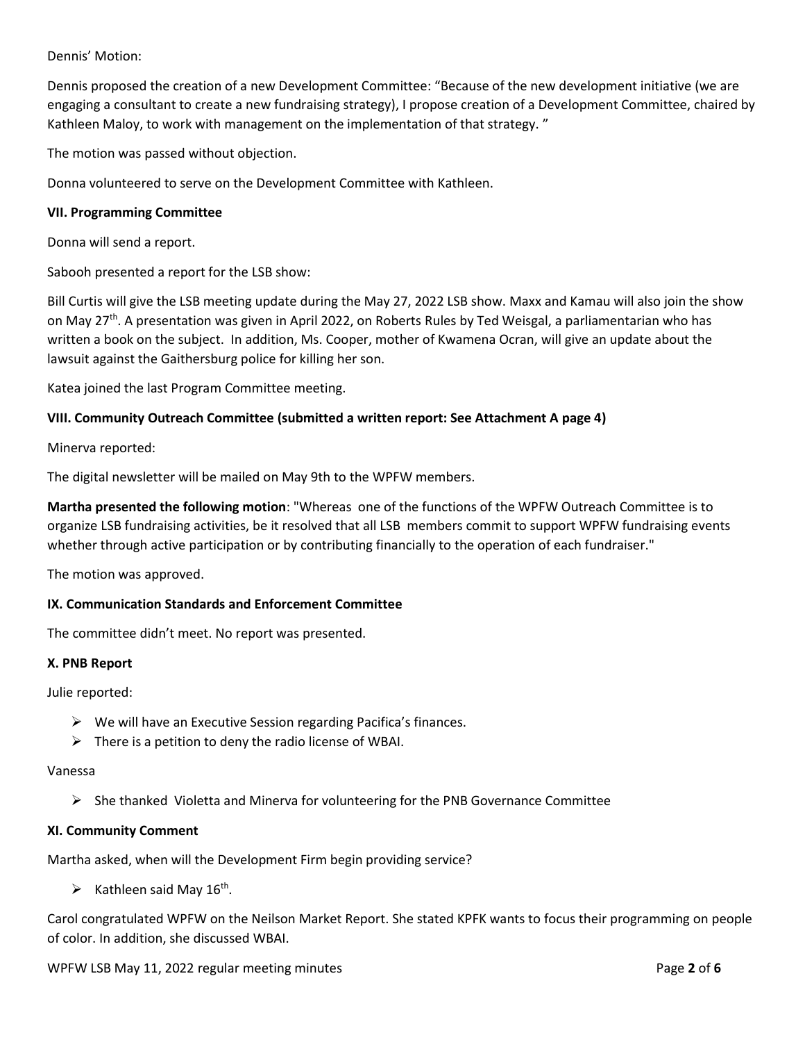Dennis' Motion:

Dennis proposed the creation of a new Development Committee: "Because of the new development initiative (we are engaging a consultant to create a new fundraising strategy), I propose creation of a Development Committee, chaired by Kathleen Maloy, to work with management on the implementation of that strategy. "

The motion was passed without objection.

Donna volunteered to serve on the Development Committee with Kathleen.

### VII. Programming Committee

Donna will send a report.

Sabooh presented a report for the LSB show:

Bill Curtis will give the LSB meeting update during the May 27, 2022 LSB show. Maxx and Kamau will also join the show on May 27th. A presentation was given in April 2022, on Roberts Rules by Ted Weisgal, a parliamentarian who has written a book on the subject. In addition, Ms. Cooper, mother of Kwamena Ocran, will give an update about the lawsuit against the Gaithersburg police for killing her son.

Katea joined the last Program Committee meeting.

### VIII. Community Outreach Committee (submitted a written report: See Attachment A page 4)

Minerva reported:

The digital newsletter will be mailed on May 9th to the WPFW members.

**Martha presented the following motion**: "Whereas one of the functions of the WPFW Outreach Committee is to organize LSB fundraising activities, be it resolved that all LSB members commit to support WPFW fundraising events whether through active participation or by contributing financially to the operation of each fundraiser."

The motion was approved.

### IX. Communication Standards and Enforcement Committee

The committee didn't meet. No report was presented.

### X. PNB Report

Julie reported:

- We will have an Executive Session regarding Pacifica's finances.
- There is a petition to deny the radio license of WBAI.

Vanessa

- She thanked Violetta and Minerva for volunteering for the PNB Governance Committee

### XI. Community Comment

Martha asked, when will the Development Firm begin providing service?

- Kathleen said May 16th.

Carol congratulated WPFW on the Neilson Market Report. She stated KPFK wants to focus their programming on people of color. In addition, she discussed WBAI.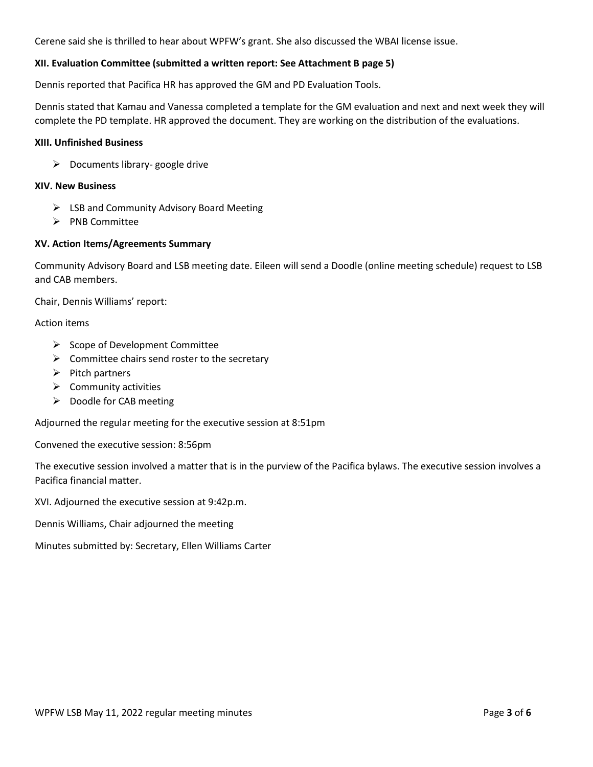Cerene said she is thrilled to hear about WPFW's grant. She also discussed the WBAI license issue.

**XII. Evaluation Committee (submitted a written report: See Attachment B page 5)**

Dennis reported that Pacifica HR has approved the GM and PD Evaluation Tools.

Dennis stated that Kamau and Vanessa completed a template for the GM evaluation and next and next week they will complete the PD template. HR approved the document. They are working on the distribution of the evaluations.

**XIII. Unfinished Business**

- Documents library- google drive

**XIV. New Business**

- LSB and Community Advisory Board Meeting
- PNB Committee

**XV. Action Items/Agreements Summary**

Community Advisory Board and LSB meeting date. Eileen will send a Doodle (online meeting schedule) request to LSB and CAB members.

Chair, Dennis Williams' report:

Action items

- Scope of Development Committee
- Committee chairs send roster to the secretary
- Pitch partners
- Community activities
- Doodle for CAB meeting

Adjourned the regular meeting for the executive session at 8:51pm

Convened the executive session: 8:56pm

The executive session involved a matter that is in the purview of the Pacifica bylaws. The executive session involves a Pacifica financial matter.

XVI. Adjourned the executive session at 9:42p.m.

Dennis Williams, Chair adjourned the meeting

Minutes submitted by: Secretary, Ellen Williams Carter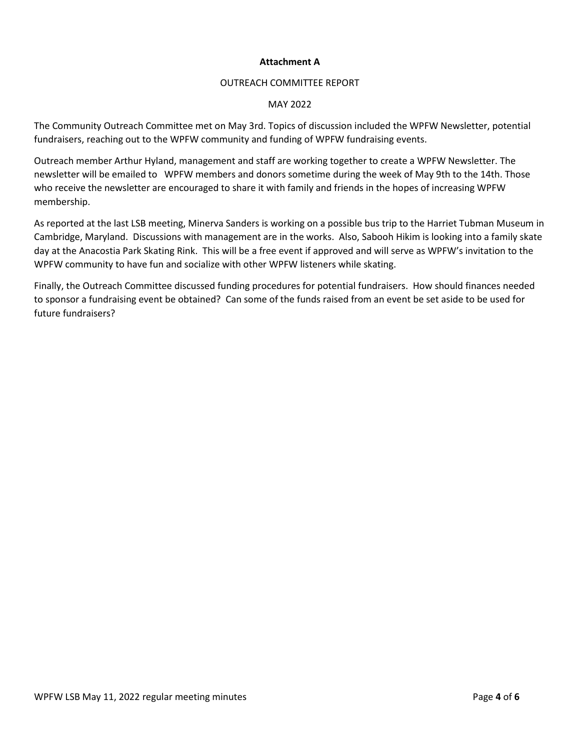**Attachment A**

OUTREACH COMMITTEE REPORT

MAY 2022

The Community Outreach Committee met on May 3rd. Topics of discussion included the WPFW Newsletter, potential fundraisers, reaching out to the WPFW community and funding of WPFW fundraising events.

Outreach member Arthur Hyland, management and staff are working together to create a WPFW Newsletter. The newsletter will be emailed to WPFW members and donors sometime during the week of May 9th to the 14th. Those who receive the newsletter are encouraged to share it with family and friends in the hopes of increasing WPFW membership.

As reported at the last LSB meeting, Minerva Sanders is working on a possible bus trip to the Harriet Tubman Museum in Cambridge, Maryland. Discussions with management are in the works. Also, Sabooh Hikim is looking into a family skate day at the Anacostia Park Skating Rink. This will be a free event if approved and will serve as WPFW's invitation to the WPFW community to have fun and socialize with other WPFW listeners while skating.

Finally, the Outreach Committee discussed funding procedures for potential fundraisers. How should finances needed to sponsor a fundraising event be obtained? Can some of the funds raised from an event be set aside to be used for future fundraisers?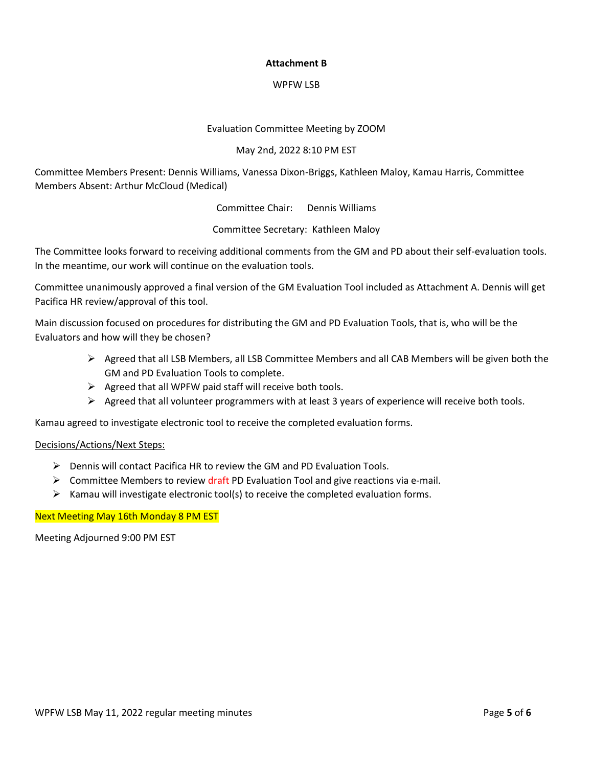**Attachment B**

WPFW LSB

Evaluation Committee Meeting by ZOOM

May 2nd, 2022 8:10 PM EST

Committee Members Present: Dennis Williams, Vanessa Dixon-Briggs, Kathleen Maloy, Kamau Harris, Committee Members Absent: Arthur McCloud (Medical)

Committee Chair: Dennis Williams

Committee Secretary: Kathleen Maloy

The Committee looks forward to receiving additional comments from the GM and PD about their self-evaluation tools. In the meantime, our work will continue on the evaluation tools.

Committee unanimously approved a final version of the GM Evaluation Tool included as Attachment A. Dennis will get Pacifica HR review/approval of this tool.

Main discussion focused on procedures for distributing the GM and PD Evaluation Tools, that is, who will be the Evaluators and how will they be chosen?

- Agreed that all LSB Members, all LSB Committee Members and all CAB Members will be given both the GM and PD Evaluation Tools to complete.
- Agreed that all WPFW paid staff will receive both tools.
- Agreed that all volunteer programmers with at least 3 years of experience will receive both tools.

Kamau agreed to investigate electronic tool to receive the completed evaluation forms.

Decisions/Actions/Next Steps:

- Dennis will contact Pacifica HR to review the GM and PD Evaluation Tools.
- Committee Members to review draft PD Evaluation Tool and give reactions via e-mail.
- Kamau will investigate electronic tool(s) to receive the completed evaluation forms.

Next Meeting May 16th Monday 8 PM EST

Meeting Adjourned 9:00 PM EST